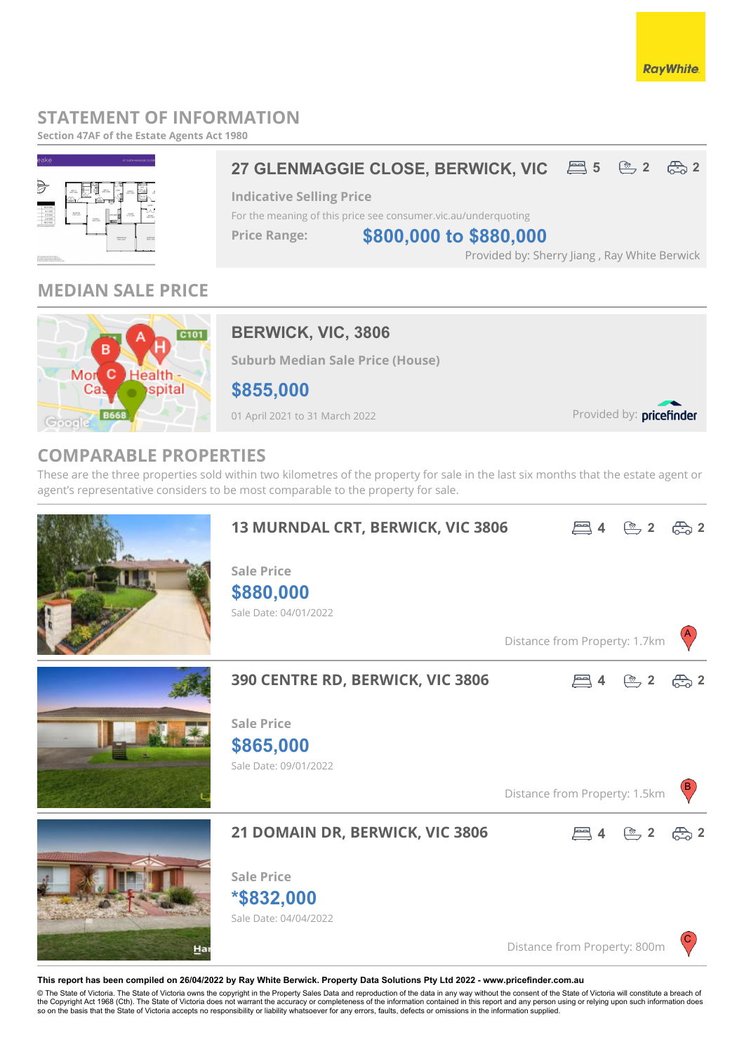# STATEMENT OF INFORMATION

**Section 47AF of the Estate Agents Act 1980**

## 27 GLENMAGGIE CLOSE, BERWICK, VIC

5 Bed | 2 Bath | 2 Car

**Indicative Selling Price**

For the meaning of this price see consumer.vic.au/underquoting

**Price Range:** **$800,000 to $880,000**

Provided by: Sherry Jiang , Ray White Berwick

## MEDIAN SALE PRICE

### BERWICK, VIC, 3806

**Suburb Median Sale Price (House)**

**$855,000**

01 April 2021 to 31 March 2022

Provided by: pricefinder

## COMPARABLE PROPERTIES

These are the three properties sold within two kilometres of the property for sale in the last six months that the estate agent or agent's representative considers to be most comparable to the property for sale.

### 13 MURNDAL CRT, BERWICK, VIC 3806

4 Bed | 2 Bath | 2 Car

**Sale Price**

**$880,000**

Sale Date: 04/01/2022

Distance from Property: 1.7km (A)

### 390 CENTRE RD, BERWICK, VIC 3806

4 Bed | 2 Bath | 2 Car

**Sale Price**

**$865,000**

Sale Date: 09/01/2022

Distance from Property: 1.5km (B)

### 21 DOMAIN DR, BERWICK, VIC 3806

4 Bed | 2 Bath | 2 Car

**Sale Price**

***$832,000**

Sale Date: 04/04/2022

Distance from Property: 800m (C)

**This report has been compiled on 26/04/2022 by Ray White Berwick. Property Data Solutions Pty Ltd 2022 - www.pricefinder.com.au**

© The State of Victoria. The State of Victoria owns the copyright in the Property Sales Data and reproduction of the data in any way without the consent of the State of Victoria will constitute a breach of the Copyright Act 1968 (Cth). The State of Victoria does not warrant the accuracy or completeness of the information contained in this report and any person using or relying upon such information does so on the basis that the State of Victoria accepts no responsibility or liability whatsoever for any errors, faults, defects or omissions in the information supplied.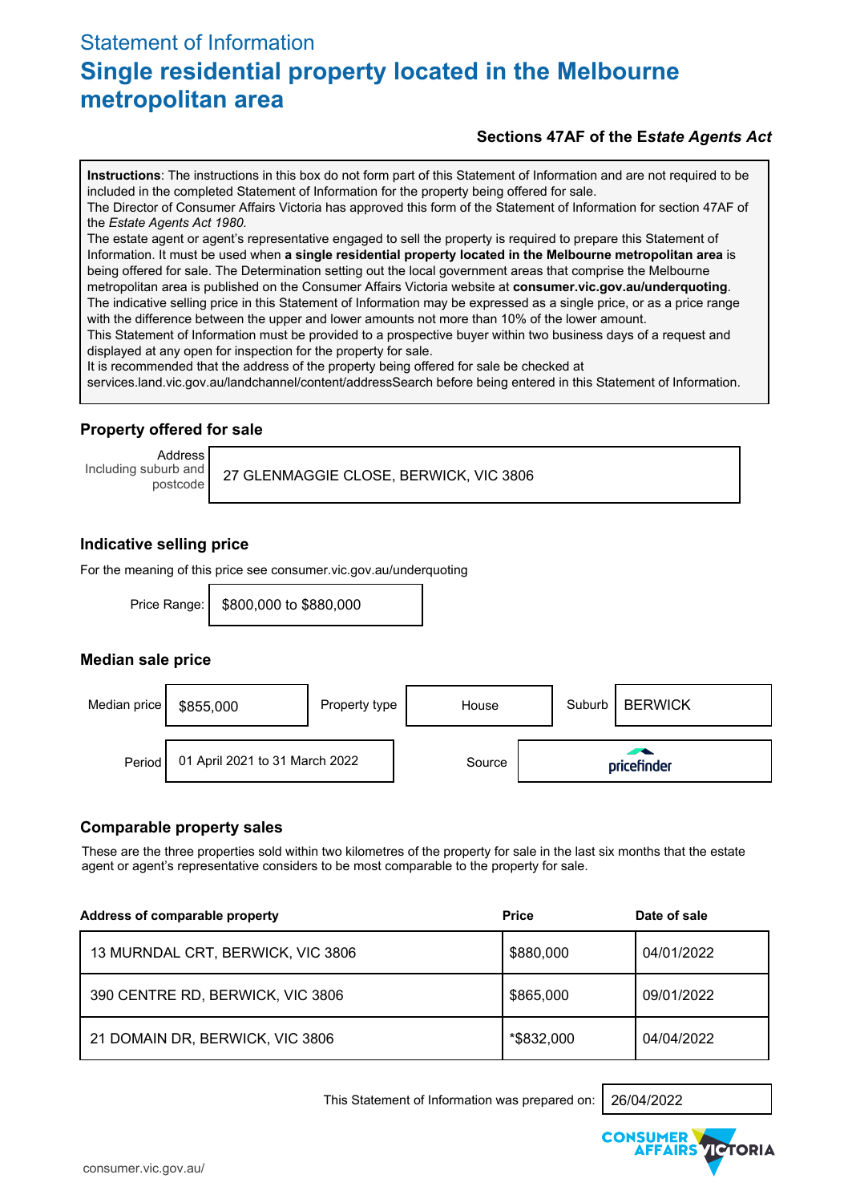Statement of Information

# Single residential property located in the Melbourne metropolitan area

**Sections 47AF of the Estate Agents Act**

**Instructions**: The instructions in this box do not form part of this Statement of Information and are not required to be included in the completed Statement of Information for the property being offered for sale.
The Director of Consumer Affairs Victoria has approved this form of the Statement of Information for section 47AF of the *Estate Agents Act 1980.*
The estate agent or agent's representative engaged to sell the property is required to prepare this Statement of Information. It must be used when **a single residential property located in the Melbourne metropolitan area** is being offered for sale. The Determination setting out the local government areas that comprise the Melbourne metropolitan area is published on the Consumer Affairs Victoria website at **consumer.vic.gov.au/underquoting**.
The indicative selling price in this Statement of Information may be expressed as a single price, or as a price range with the difference between the upper and lower amounts not more than 10% of the lower amount.
This Statement of Information must be provided to a prospective buyer within two business days of a request and displayed at any open for inspection for the property for sale.
It is recommended that the address of the property being offered for sale be checked at services.land.vic.gov.au/landchannel/content/addressSearch before being entered in this Statement of Information.

## Property offered for sale

Address
Including suburb and postcode: 27 GLENMAGGIE CLOSE, BERWICK, VIC 3806

## Indicative selling price

For the meaning of this price see consumer.vic.gov.au/underquoting

Price Range: $800,000 to $880,000

## Median sale price

| | | | | | |
|---|---|---|---|---|---|
| Median price | $855,000 | Property type | House | Suburb | BERWICK |
| Period | 01 April 2021 to 31 March 2022 | Source | pricefinder | | |

## Comparable property sales

These are the three properties sold within two kilometres of the property for sale in the last six months that the estate agent or agent's representative considers to be most comparable to the property for sale.

| Address of comparable property | Price | Date of sale |
|---|---|---|
| 13 MURNDAL CRT, BERWICK, VIC 3806 | $880,000 | 04/01/2022 |
| 390 CENTRE RD, BERWICK, VIC 3806 | $865,000 | 09/01/2022 |
| 21 DOMAIN DR, BERWICK, VIC 3806 | *$832,000 | 04/04/2022 |

This Statement of Information was prepared on: 26/04/2022

consumer.vic.gov.au/